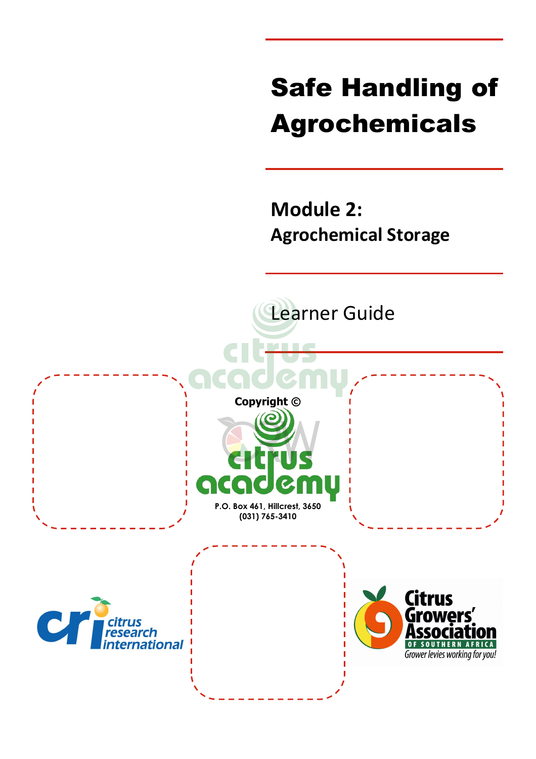# Safe Handling of Agrochemicals

## Module 2:
## Agrochemical Storage

Learner Guide

Copyright ©

citrus academy

P.O. Box 461, Hillcrest, 3650
(031) 765-3410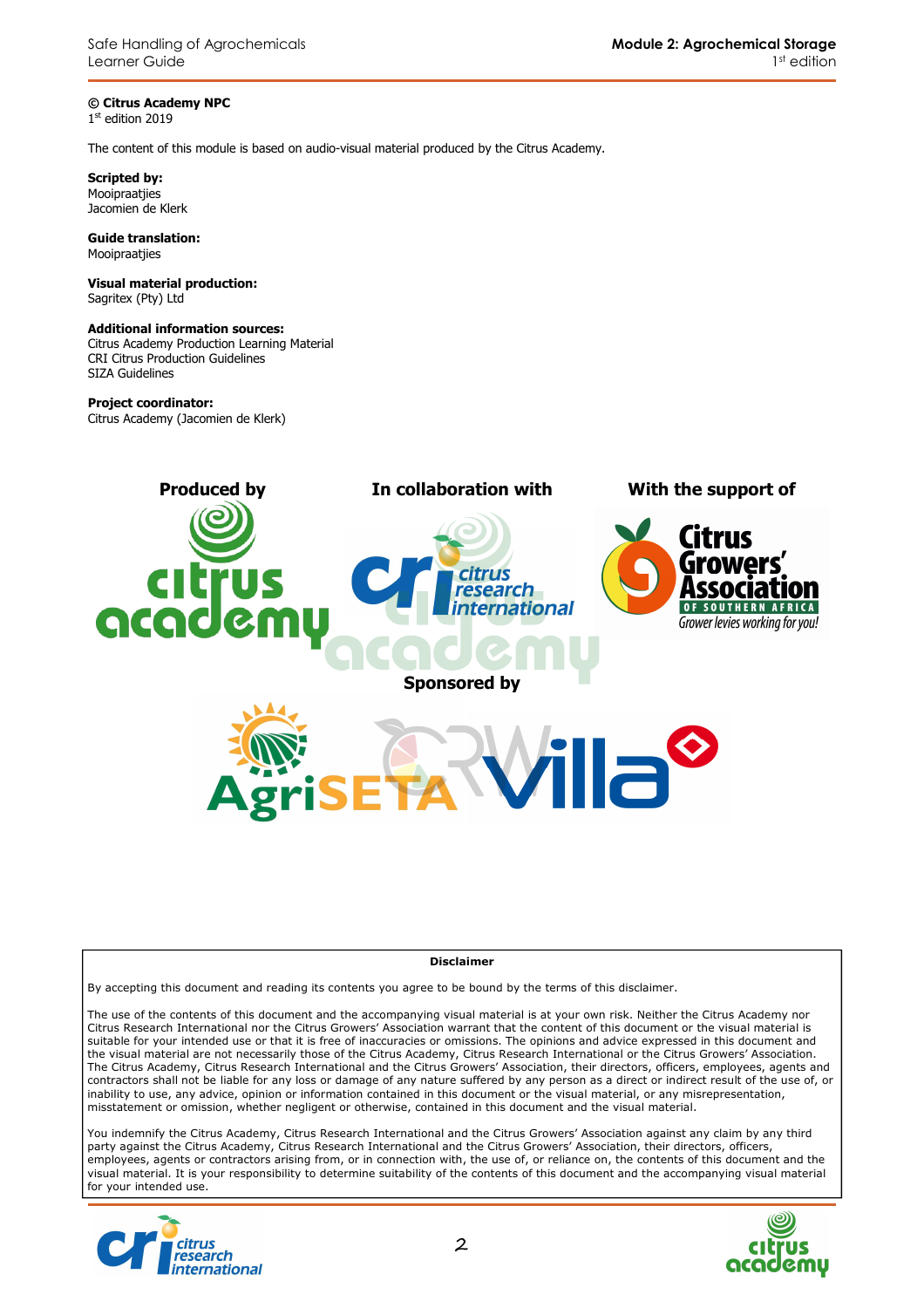**© Citrus Academy NPC**
1st edition 2019

The content of this module is based on audio-visual material produced by the Citrus Academy.

**Scripted by:**
Mooipraatjies
Jacomien de Klerk

**Guide translation:**
Mooipraatjies

**Visual material production:**
Sagritex (Pty) Ltd

**Additional information sources:**
Citrus Academy Production Learning Material
CRI Citrus Production Guidelines
SIZA Guidelines

**Project coordinator:**
Citrus Academy (Jacomien de Klerk)

**Produced by** | **In collaboration with** | **With the support of**

**Sponsored by**

**Disclaimer**

By accepting this document and reading its contents you agree to be bound by the terms of this disclaimer.

The use of the contents of this document and the accompanying visual material is at your own risk. Neither the Citrus Academy nor Citrus Research International nor the Citrus Growers' Association warrant that the content of this document or the visual material is suitable for your intended use or that it is free of inaccuracies or omissions. The opinions and advice expressed in this document and the visual material are not necessarily those of the Citrus Academy, Citrus Research International or the Citrus Growers' Association. The Citrus Academy, Citrus Research International and the Citrus Growers' Association, their directors, officers, employees, agents and contractors shall not be liable for any loss or damage of any nature suffered by any person as a direct or indirect result of the use of, or inability to use, any advice, opinion or information contained in this document or the visual material, or any misrepresentation, misstatement or omission, whether negligent or otherwise, contained in this document and the visual material.

You indemnify the Citrus Academy, Citrus Research International and the Citrus Growers' Association against any claim by any third party against the Citrus Academy, Citrus Research International and the Citrus Growers' Association, their directors, officers, employees, agents or contractors arising from, or in connection with, the use of, or reliance on, the contents of this document and the visual material. It is your responsibility to determine suitability of the contents of this document and the accompanying visual material for your intended use.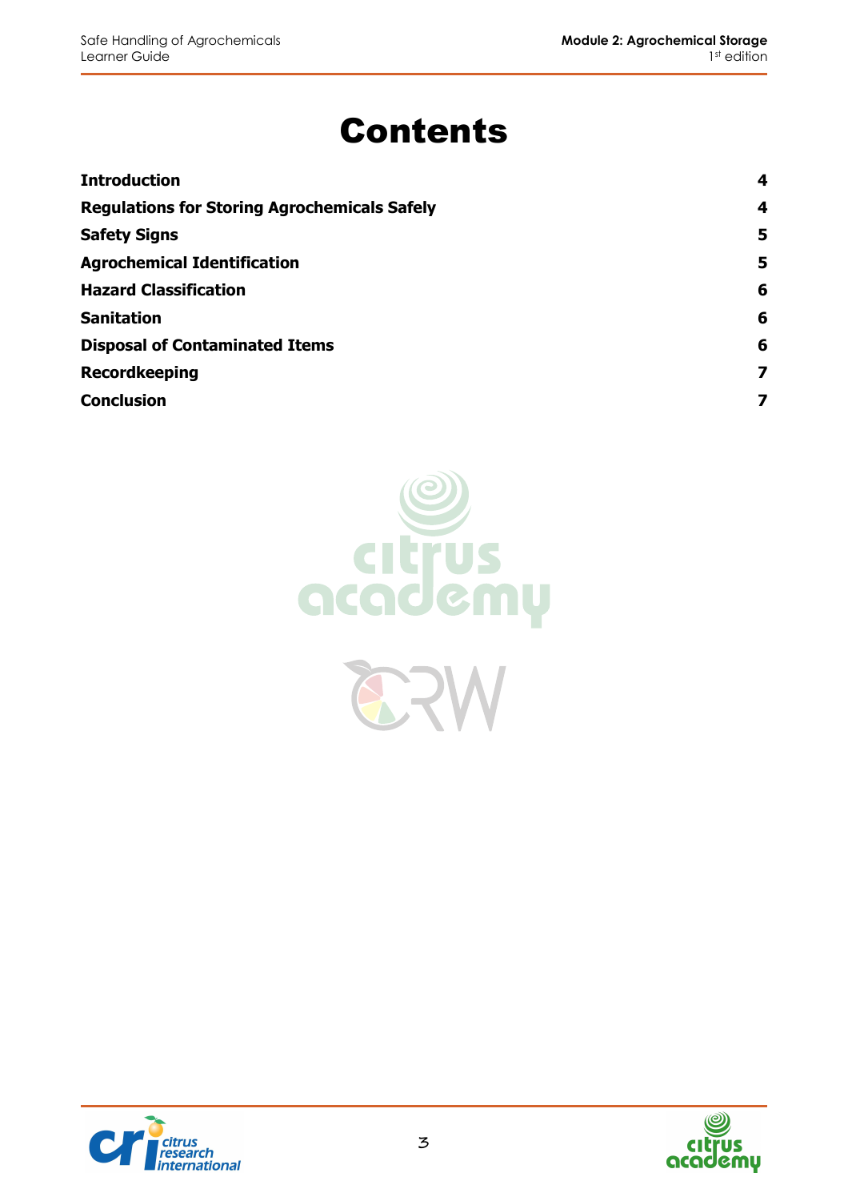# Contents

| | |
|---|---|
| **Introduction** | **4** |
| **Regulations for Storing Agrochemicals Safely** | **4** |
| **Safety Signs** | **5** |
| **Agrochemical Identification** | **5** |
| **Hazard Classification** | **6** |
| **Sanitation** | **6** |
| **Disposal of Contaminated Items** | **6** |
| **Recordkeeping** | **7** |
| **Conclusion** | **7** |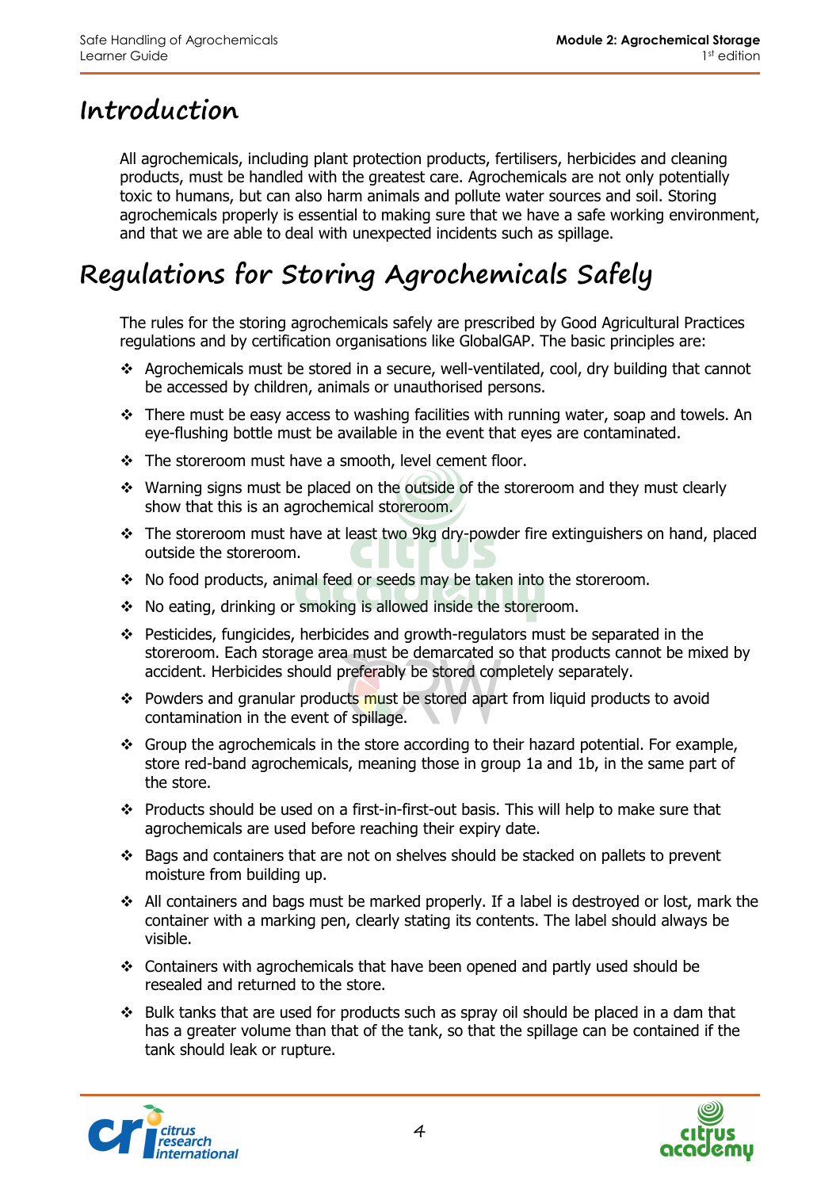# Introduction

All agrochemicals, including plant protection products, fertilisers, herbicides and cleaning products, must be handled with the greatest care. Agrochemicals are not only potentially toxic to humans, but can also harm animals and pollute water sources and soil. Storing agrochemicals properly is essential to making sure that we have a safe working environment, and that we are able to deal with unexpected incidents such as spillage.

# Regulations for Storing Agrochemicals Safely

The rules for the storing agrochemicals safely are prescribed by Good Agricultural Practices regulations and by certification organisations like GlobalGAP. The basic principles are:

- Agrochemicals must be stored in a secure, well-ventilated, cool, dry building that cannot be accessed by children, animals or unauthorised persons.
- There must be easy access to washing facilities with running water, soap and towels. An eye-flushing bottle must be available in the event that eyes are contaminated.
- The storeroom must have a smooth, level cement floor.
- Warning signs must be placed on the outside of the storeroom and they must clearly show that this is an agrochemical storeroom.
- The storeroom must have at least two 9kg dry-powder fire extinguishers on hand, placed outside the storeroom.
- No food products, animal feed or seeds may be taken into the storeroom.
- No eating, drinking or smoking is allowed inside the storeroom.
- Pesticides, fungicides, herbicides and growth-regulators must be separated in the storeroom. Each storage area must be demarcated so that products cannot be mixed by accident. Herbicides should preferably be stored completely separately.
- Powders and granular products must be stored apart from liquid products to avoid contamination in the event of spillage.
- Group the agrochemicals in the store according to their hazard potential. For example, store red-band agrochemicals, meaning those in group 1a and 1b, in the same part of the store.
- Products should be used on a first-in-first-out basis. This will help to make sure that agrochemicals are used before reaching their expiry date.
- Bags and containers that are not on shelves should be stacked on pallets to prevent moisture from building up.
- All containers and bags must be marked properly. If a label is destroyed or lost, mark the container with a marking pen, clearly stating its contents. The label should always be visible.
- Containers with agrochemicals that have been opened and partly used should be resealed and returned to the store.
- Bulk tanks that are used for products such as spray oil should be placed in a dam that has a greater volume than that of the tank, so that the spillage can be contained if the tank should leak or rupture.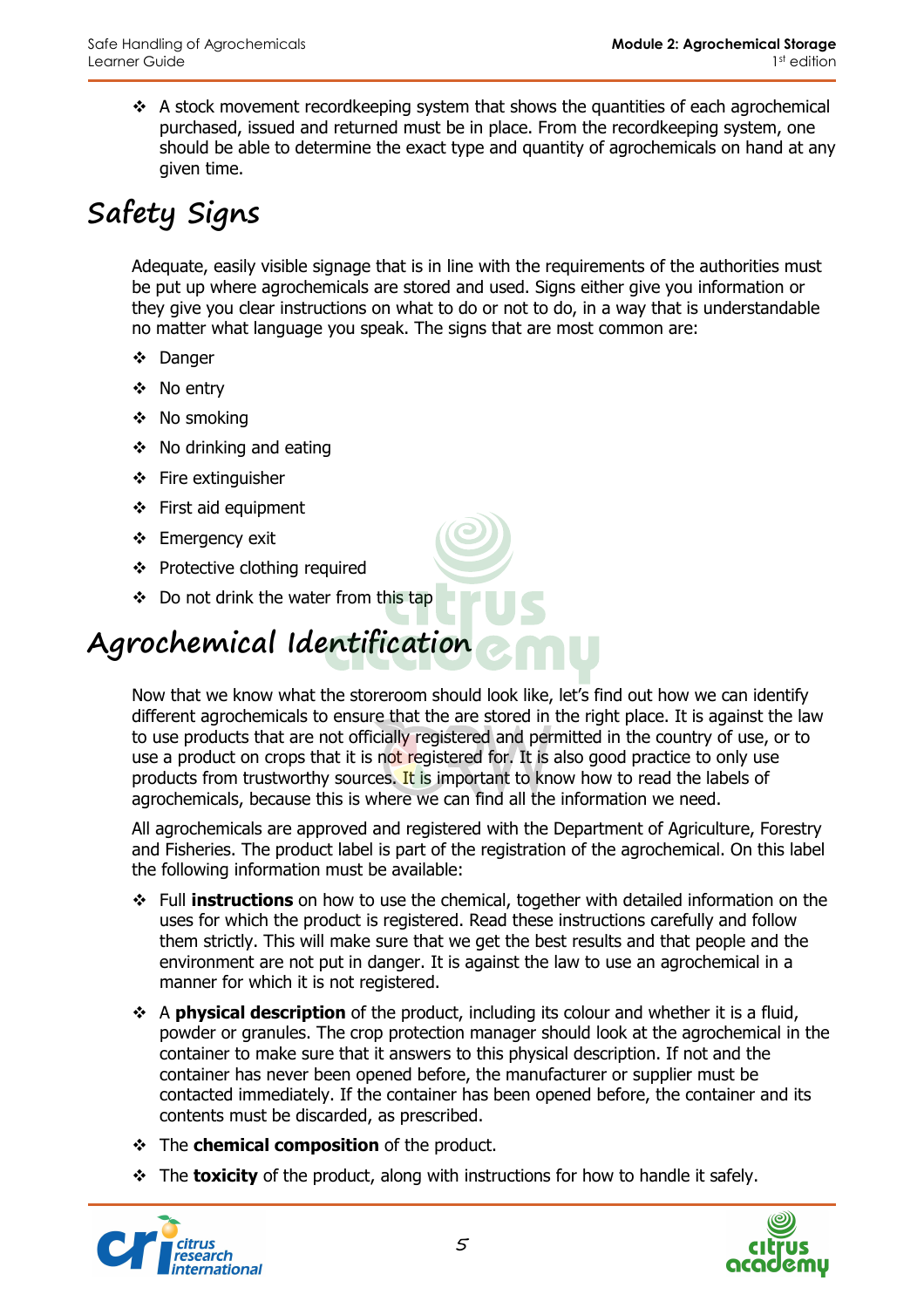- A stock movement recordkeeping system that shows the quantities of each agrochemical purchased, issued and returned must be in place. From the recordkeeping system, one should be able to determine the exact type and quantity of agrochemicals on hand at any given time.

## Safety Signs

Adequate, easily visible signage that is in line with the requirements of the authorities must be put up where agrochemicals are stored and used. Signs either give you information or they give you clear instructions on what to do or not to do, in a way that is understandable no matter what language you speak. The signs that are most common are:

- Danger
- No entry
- No smoking
- No drinking and eating
- Fire extinguisher
- First aid equipment
- Emergency exit
- Protective clothing required
- Do not drink the water from this tap

## Agrochemical Identification

Now that we know what the storeroom should look like, let's find out how we can identify different agrochemicals to ensure that the are stored in the right place. It is against the law to use products that are not officially registered and permitted in the country of use, or to use a product on crops that it is not registered for. It is also good practice to only use products from trustworthy sources. It is important to know how to read the labels of agrochemicals, because this is where we can find all the information we need.

All agrochemicals are approved and registered with the Department of Agriculture, Forestry and Fisheries. The product label is part of the registration of the agrochemical. On this label the following information must be available:

- Full **instructions** on how to use the chemical, together with detailed information on the uses for which the product is registered. Read these instructions carefully and follow them strictly. This will make sure that we get the best results and that people and the environment are not put in danger. It is against the law to use an agrochemical in a manner for which it is not registered.
- A **physical description** of the product, including its colour and whether it is a fluid, powder or granules. The crop protection manager should look at the agrochemical in the container to make sure that it answers to this physical description. If not and the container has never been opened before, the manufacturer or supplier must be contacted immediately. If the container has been opened before, the container and its contents must be discarded, as prescribed.
- The **chemical composition** of the product.
- The **toxicity** of the product, along with instructions for how to handle it safely.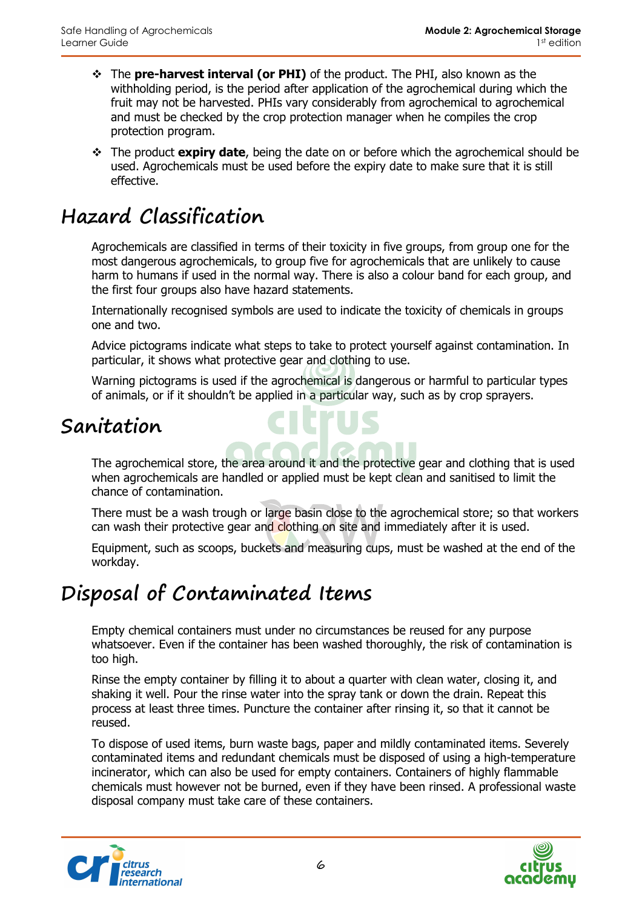- The **pre-harvest interval (or PHI)** of the product. The PHI, also known as the withholding period, is the period after application of the agrochemical during which the fruit may not be harvested. PHIs vary considerably from agrochemical to agrochemical and must be checked by the crop protection manager when he compiles the crop protection program.
- The product **expiry date**, being the date on or before which the agrochemical should be used. Agrochemicals must be used before the expiry date to make sure that it is still effective.

# Hazard Classification

Agrochemicals are classified in terms of their toxicity in five groups, from group one for the most dangerous agrochemicals, to group five for agrochemicals that are unlikely to cause harm to humans if used in the normal way. There is also a colour band for each group, and the first four groups also have hazard statements.

Internationally recognised symbols are used to indicate the toxicity of chemicals in groups one and two.

Advice pictograms indicate what steps to take to protect yourself against contamination. In particular, it shows what protective gear and clothing to use.

Warning pictograms is used if the agrochemical is dangerous or harmful to particular types of animals, or if it shouldn't be applied in a particular way, such as by crop sprayers.

# Sanitation

The agrochemical store, the area around it and the protective gear and clothing that is used when agrochemicals are handled or applied must be kept clean and sanitised to limit the chance of contamination.

There must be a wash trough or large basin close to the agrochemical store; so that workers can wash their protective gear and clothing on site and immediately after it is used.

Equipment, such as scoops, buckets and measuring cups, must be washed at the end of the workday.

# Disposal of Contaminated Items

Empty chemical containers must under no circumstances be reused for any purpose whatsoever. Even if the container has been washed thoroughly, the risk of contamination is too high.

Rinse the empty container by filling it to about a quarter with clean water, closing it, and shaking it well. Pour the rinse water into the spray tank or down the drain. Repeat this process at least three times. Puncture the container after rinsing it, so that it cannot be reused.

To dispose of used items, burn waste bags, paper and mildly contaminated items. Severely contaminated items and redundant chemicals must be disposed of using a high-temperature incinerator, which can also be used for empty containers. Containers of highly flammable chemicals must however not be burned, even if they have been rinsed. A professional waste disposal company must take care of these containers.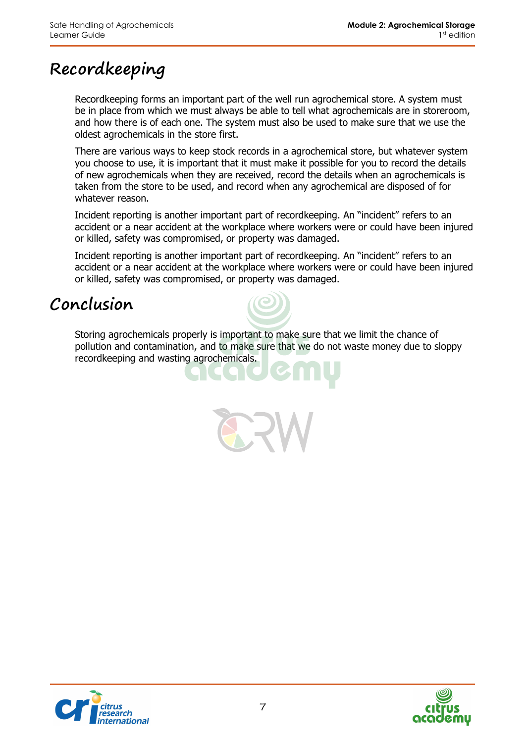# Recordkeeping

Recordkeeping forms an important part of the well run agrochemical store. A system must be in place from which we must always be able to tell what agrochemicals are in storeroom, and how there is of each one. The system must also be used to make sure that we use the oldest agrochemicals in the store first.

There are various ways to keep stock records in a agrochemical store, but whatever system you choose to use, it is important that it must make it possible for you to record the details of new agrochemicals when they are received, record the details when an agrochemicals is taken from the store to be used, and record when any agrochemical are disposed of for whatever reason.

Incident reporting is another important part of recordkeeping. An "incident" refers to an accident or a near accident at the workplace where workers were or could have been injured or killed, safety was compromised, or property was damaged.

Incident reporting is another important part of recordkeeping. An "incident" refers to an accident or a near accident at the workplace where workers were or could have been injured or killed, safety was compromised, or property was damaged.

# Conclusion

Storing agrochemicals properly is important to make sure that we limit the chance of pollution and contamination, and to make sure that we do not waste money due to sloppy recordkeeping and wasting agrochemicals.